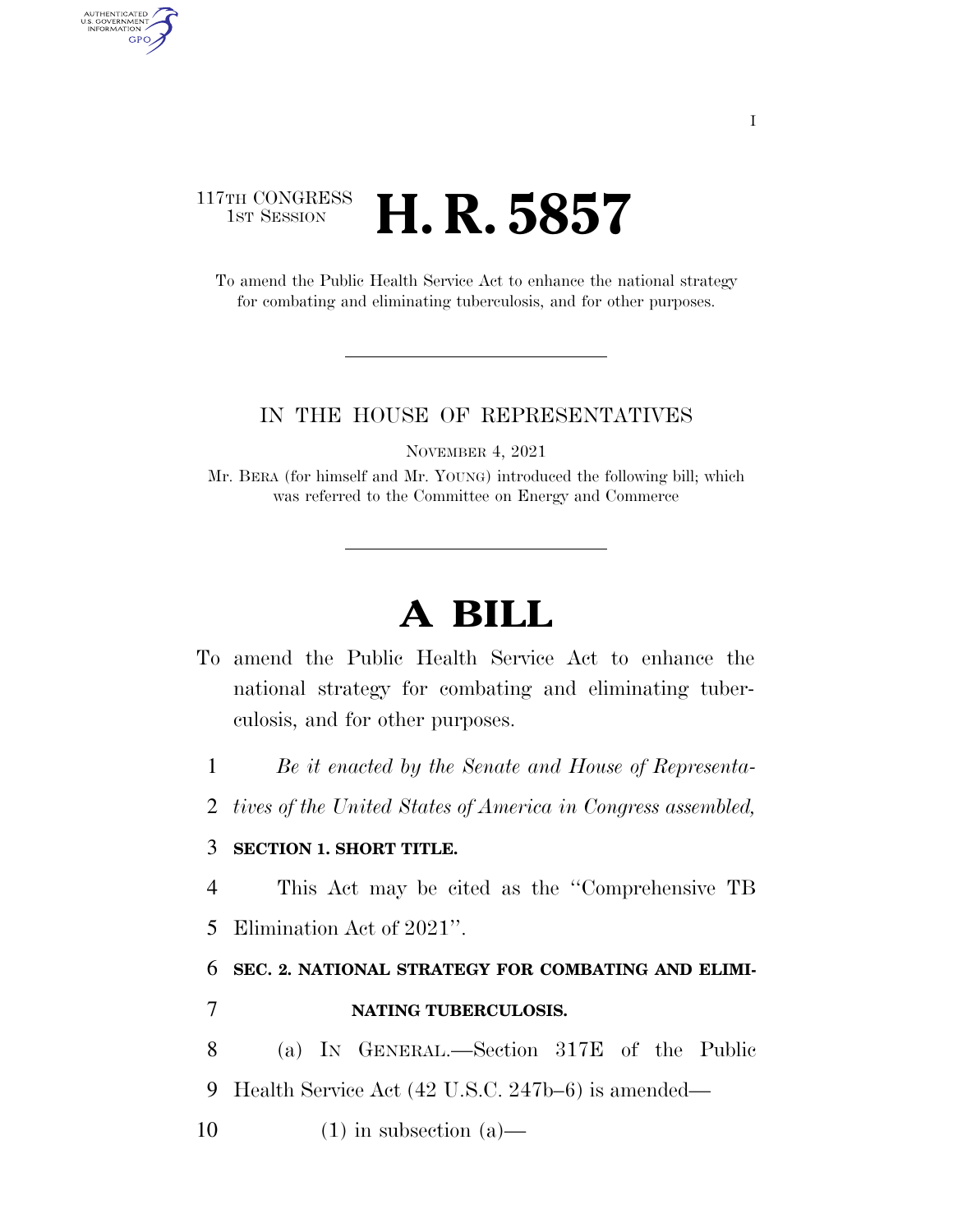I

117TH CONGRESS
1ST SESSION

# H. R. 5857

To amend the Public Health Service Act to enhance the national strategy for combating and eliminating tuberculosis, and for other purposes.

IN THE HOUSE OF REPRESENTATIVES

NOVEMBER 4, 2021

Mr. BERA (for himself and Mr. YOUNG) introduced the following bill; which was referred to the Committee on Energy and Commerce

# A BILL

To amend the Public Health Service Act to enhance the national strategy for combating and eliminating tuberculosis, and for other purposes.

1 *Be it enacted by the Senate and House of Representa-*
2 *tives of the United States of America in Congress assembled,*

3 **SECTION 1. SHORT TITLE.**

4 This Act may be cited as the "Comprehensive TB
5 Elimination Act of 2021".

6 **SEC. 2. NATIONAL STRATEGY FOR COMBATING AND ELIMI-**
7 **NATING TUBERCULOSIS.**

8 (a) IN GENERAL.—Section 317E of the Public
9 Health Service Act (42 U.S.C. 247b–6) is amended—

10 (1) in subsection (a)—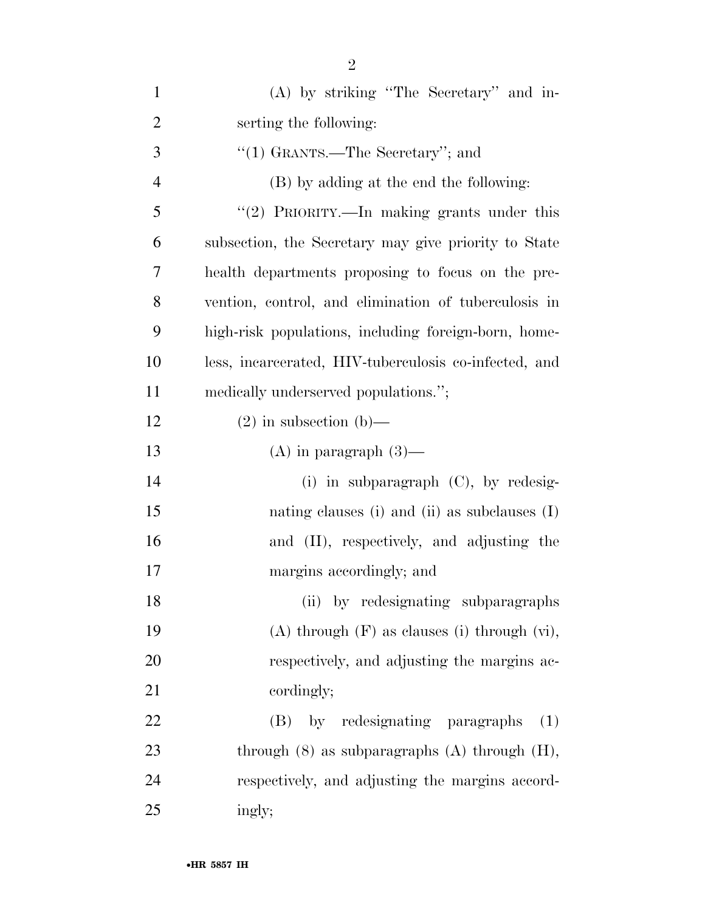(A) by striking "The Secretary" and inserting the following:

"(1) GRANTS.—The Secretary"; and

(B) by adding at the end the following:

"(2) PRIORITY.—In making grants under this subsection, the Secretary may give priority to State health departments proposing to focus on the prevention, control, and elimination of tuberculosis in high-risk populations, including foreign-born, homeless, incarcerated, HIV-tuberculosis co-infected, and medically underserved populations.";

(2) in subsection (b)—

(A) in paragraph (3)—

(i) in subparagraph (C), by redesignating clauses (i) and (ii) as subclauses (I) and (II), respectively, and adjusting the margins accordingly; and

(ii) by redesignating subparagraphs (A) through (F) as clauses (i) through (vi), respectively, and adjusting the margins accordingly;

(B) by redesignating paragraphs (1) through (8) as subparagraphs (A) through (H), respectively, and adjusting the margins accordingly;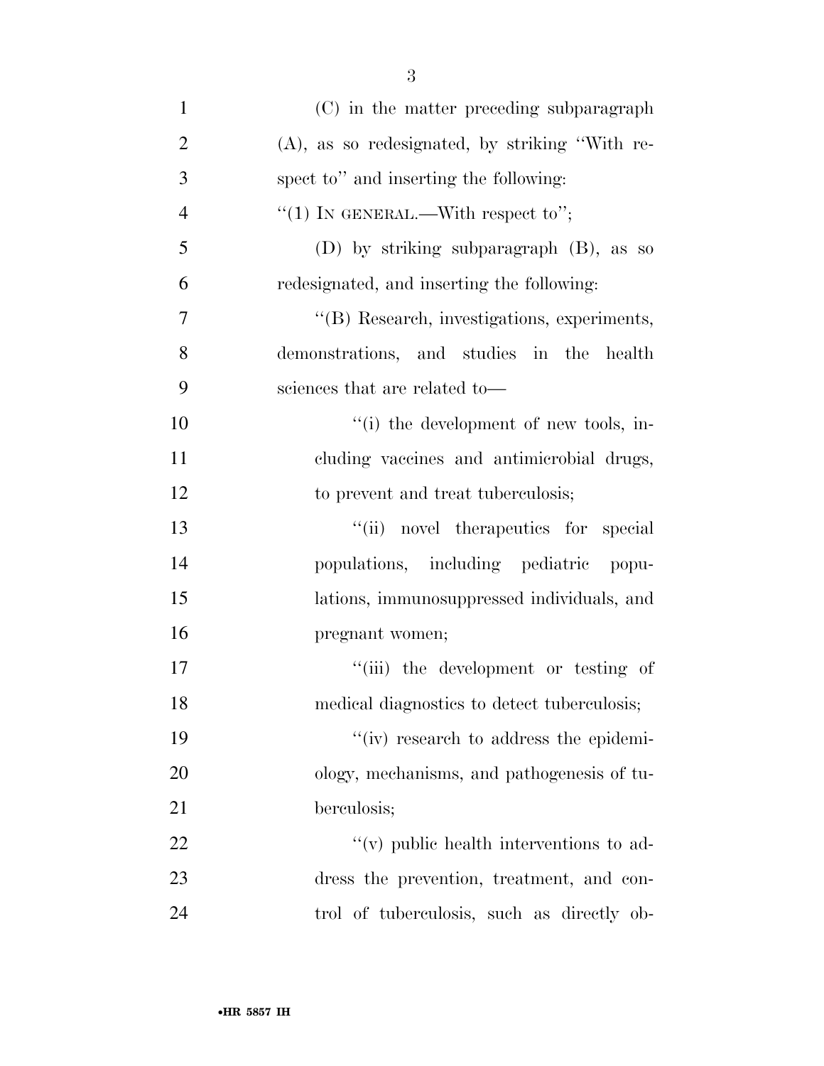(C) in the matter preceding subparagraph (A), as so redesignated, by striking ''With respect to'' and inserting the following:

''(1) IN GENERAL.—With respect to'';

(D) by striking subparagraph (B), as so redesignated, and inserting the following:

''(B) Research, investigations, experiments, demonstrations, and studies in the health sciences that are related to—

''(i) the development of new tools, including vaccines and antimicrobial drugs, to prevent and treat tuberculosis;

''(ii) novel therapeutics for special populations, including pediatric populations, immunosuppressed individuals, and pregnant women;

''(iii) the development or testing of medical diagnostics to detect tuberculosis;

''(iv) research to address the epidemiology, mechanisms, and pathogenesis of tuberculosis;

''(v) public health interventions to address the prevention, treatment, and control of tuberculosis, such as directly ob-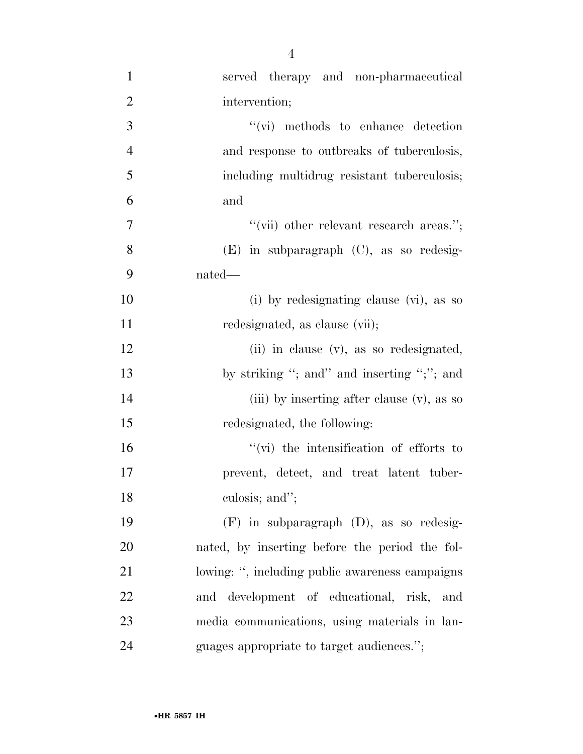served therapy and non-pharmaceutical intervention;

''(vi) methods to enhance detection and response to outbreaks of tuberculosis, including multidrug resistant tuberculosis; and

''(vii) other relevant research areas.'';

(E) in subparagraph (C), as so redesignated—

(i) by redesignating clause (vi), as so redesignated, as clause (vii);

(ii) in clause (v), as so redesignated, by striking ''; and'' and inserting '';''; and

(iii) by inserting after clause (v), as so redesignated, the following:

''(vi) the intensification of efforts to prevent, detect, and treat latent tuberculosis; and'';

(F) in subparagraph (D), as so redesignated, by inserting before the period the following: '', including public awareness campaigns and development of educational, risk, and media communications, using materials in languages appropriate to target audiences.'';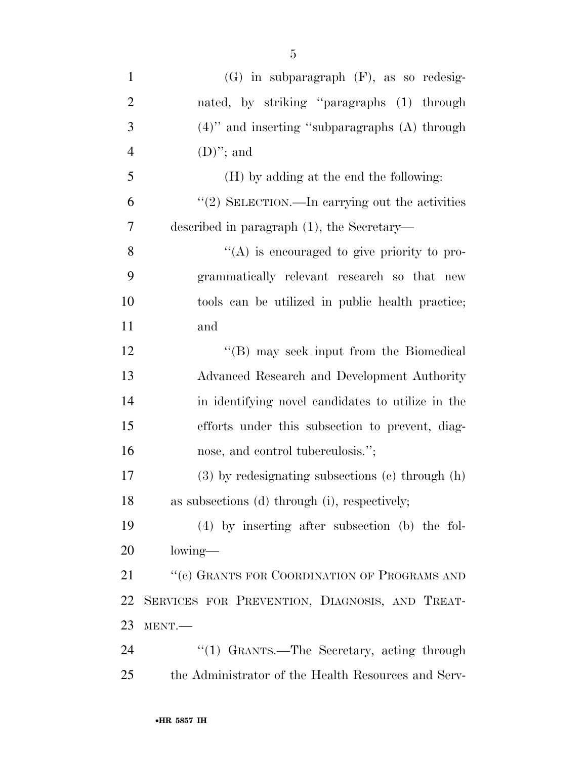(G) in subparagraph (F), as so redesignated, by striking "paragraphs (1) through (4)" and inserting "subparagraphs (A) through (D)"; and

(H) by adding at the end the following:

"(2) SELECTION.—In carrying out the activities described in paragraph (1), the Secretary—

"(A) is encouraged to give priority to programmatically relevant research so that new tools can be utilized in public health practice; and

"(B) may seek input from the Biomedical Advanced Research and Development Authority in identifying novel candidates to utilize in the efforts under this subsection to prevent, diagnose, and control tuberculosis.";

(3) by redesignating subsections (c) through (h) as subsections (d) through (i), respectively;

(4) by inserting after subsection (b) the following—

"(c) GRANTS FOR COORDINATION OF PROGRAMS AND SERVICES FOR PREVENTION, DIAGNOSIS, AND TREATMENT.—

"(1) GRANTS.—The Secretary, acting through the Administrator of the Health Resources and Serv-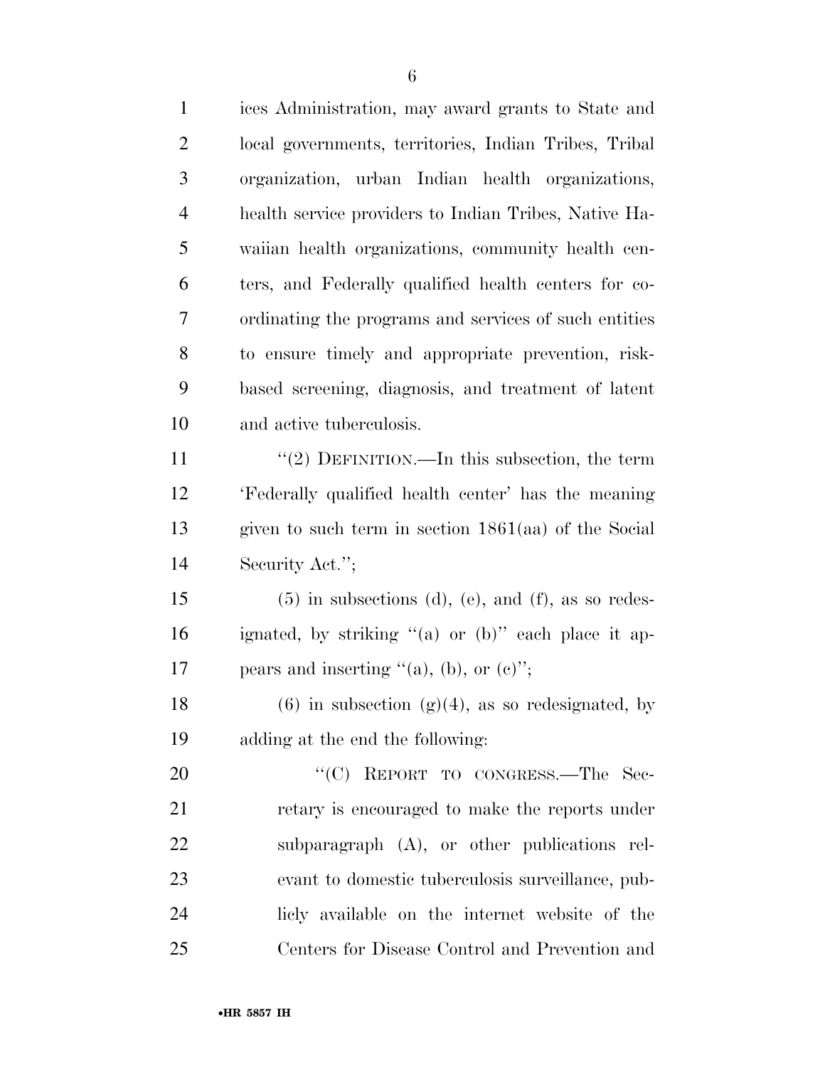ices Administration, may award grants to State and local governments, territories, Indian Tribes, Tribal organization, urban Indian health organizations, health service providers to Indian Tribes, Native Hawaiian health organizations, community health centers, and Federally qualified health centers for coordinating the programs and services of such entities to ensure timely and appropriate prevention, risk-based screening, diagnosis, and treatment of latent and active tuberculosis.

"(2) DEFINITION.—In this subsection, the term 'Federally qualified health center' has the meaning given to such term in section 1861(aa) of the Social Security Act.";

(5) in subsections (d), (e), and (f), as so redesignated, by striking "(a) or (b)" each place it appears and inserting "(a), (b), or (c)";

(6) in subsection (g)(4), as so redesignated, by adding at the end the following:

"(C) REPORT TO CONGRESS.—The Secretary is encouraged to make the reports under subparagraph (A), or other publications relevant to domestic tuberculosis surveillance, publicly available on the internet website of the Centers for Disease Control and Prevention and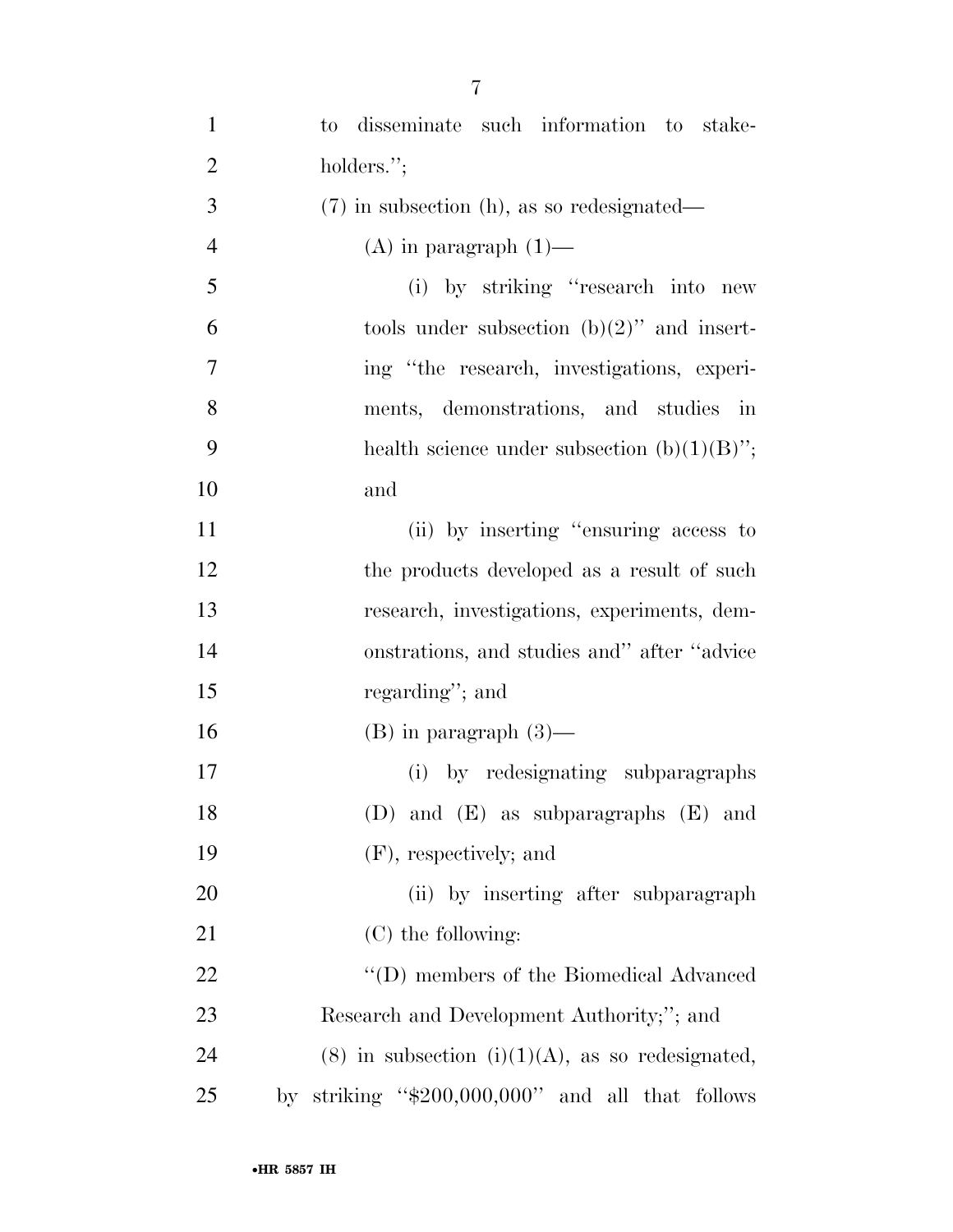to disseminate such information to stakeholders.'';

(7) in subsection (h), as so redesignated—

(A) in paragraph (1)—

(i) by striking ''research into new tools under subsection (b)(2)'' and inserting ''the research, investigations, experiments, demonstrations, and studies in health science under subsection (b)(1)(B)''; and

(ii) by inserting ''ensuring access to the products developed as a result of such research, investigations, experiments, demonstrations, and studies and'' after ''advice regarding''; and

(B) in paragraph (3)—

(i) by redesignating subparagraphs (D) and (E) as subparagraphs (E) and (F), respectively; and

(ii) by inserting after subparagraph (C) the following:

''(D) members of the Biomedical Advanced Research and Development Authority;''; and

(8) in subsection (i)(1)(A), as so redesignated, by striking ''$200,000,000'' and all that follows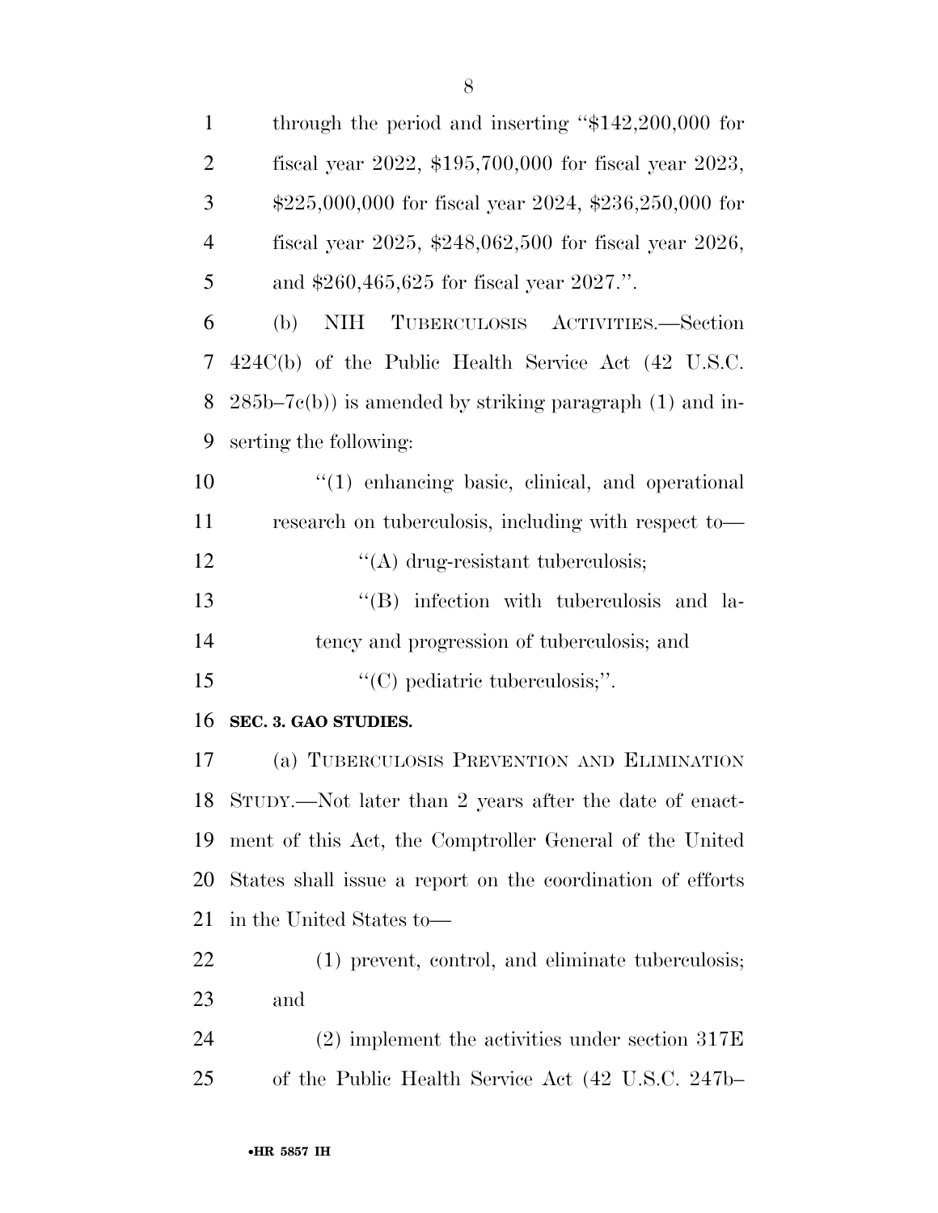through the period and inserting "$142,200,000 for fiscal year 2022, $195,700,000 for fiscal year 2023, $225,000,000 for fiscal year 2024, $236,250,000 for fiscal year 2025, $248,062,500 for fiscal year 2026, and $260,465,625 for fiscal year 2027.".

(b) NIH TUBERCULOSIS ACTIVITIES.—Section 424C(b) of the Public Health Service Act (42 U.S.C. 285b–7c(b)) is amended by striking paragraph (1) and inserting the following:

"(1) enhancing basic, clinical, and operational research on tuberculosis, including with respect to—

"(A) drug-resistant tuberculosis;

"(B) infection with tuberculosis and latency and progression of tuberculosis; and

"(C) pediatric tuberculosis;".

**SEC. 3. GAO STUDIES.**

(a) TUBERCULOSIS PREVENTION AND ELIMINATION STUDY.—Not later than 2 years after the date of enactment of this Act, the Comptroller General of the United States shall issue a report on the coordination of efforts in the United States to—

(1) prevent, control, and eliminate tuberculosis; and

(2) implement the activities under section 317E of the Public Health Service Act (42 U.S.C. 247b–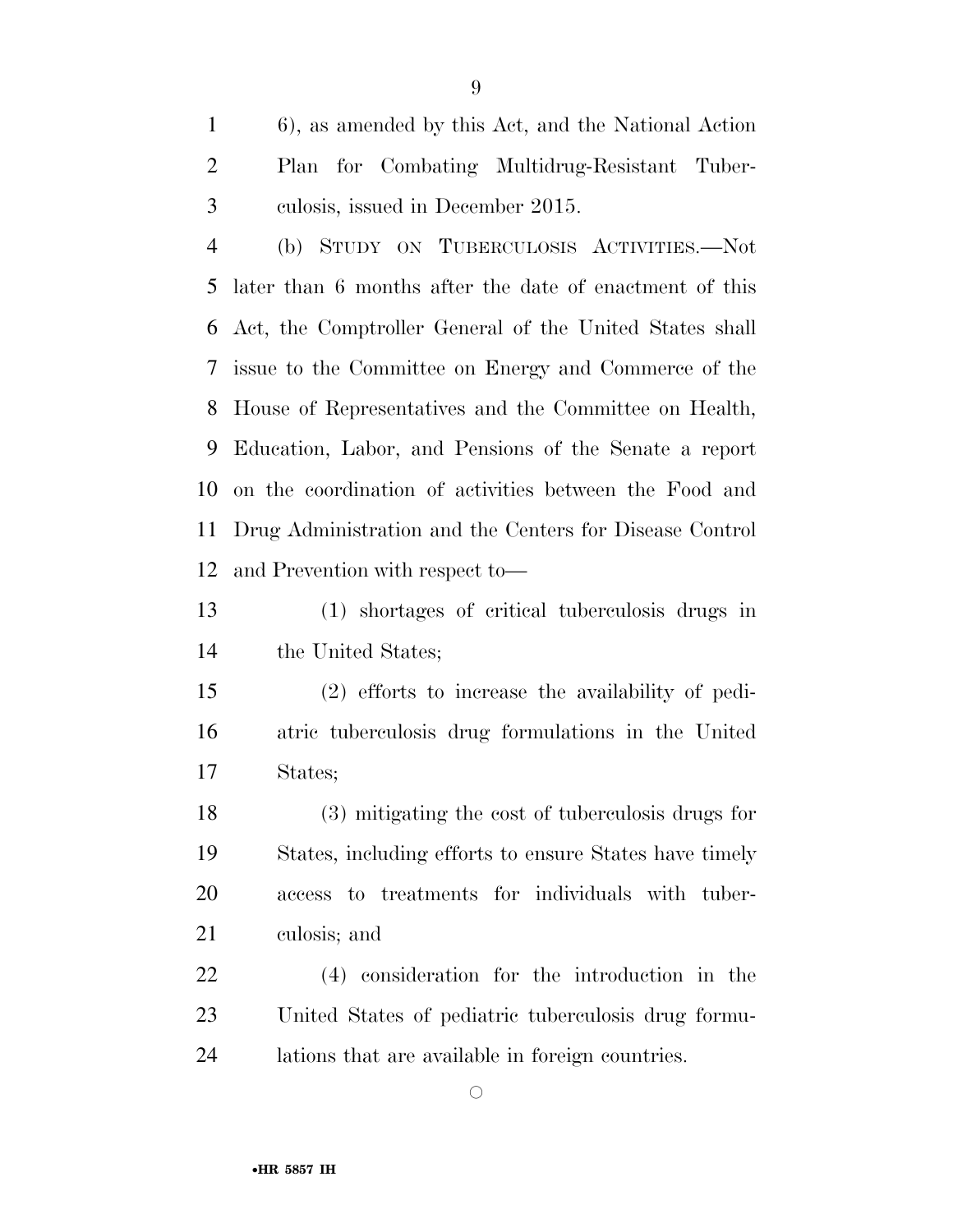6), as amended by this Act, and the National Action Plan for Combating Multidrug-Resistant Tuberculosis, issued in December 2015.

(b) STUDY ON TUBERCULOSIS ACTIVITIES.—Not later than 6 months after the date of enactment of this Act, the Comptroller General of the United States shall issue to the Committee on Energy and Commerce of the House of Representatives and the Committee on Health, Education, Labor, and Pensions of the Senate a report on the coordination of activities between the Food and Drug Administration and the Centers for Disease Control and Prevention with respect to—

(1) shortages of critical tuberculosis drugs in the United States;

(2) efforts to increase the availability of pediatric tuberculosis drug formulations in the United States;

(3) mitigating the cost of tuberculosis drugs for States, including efforts to ensure States have timely access to treatments for individuals with tuberculosis; and

(4) consideration for the introduction in the United States of pediatric tuberculosis drug formulations that are available in foreign countries.

○